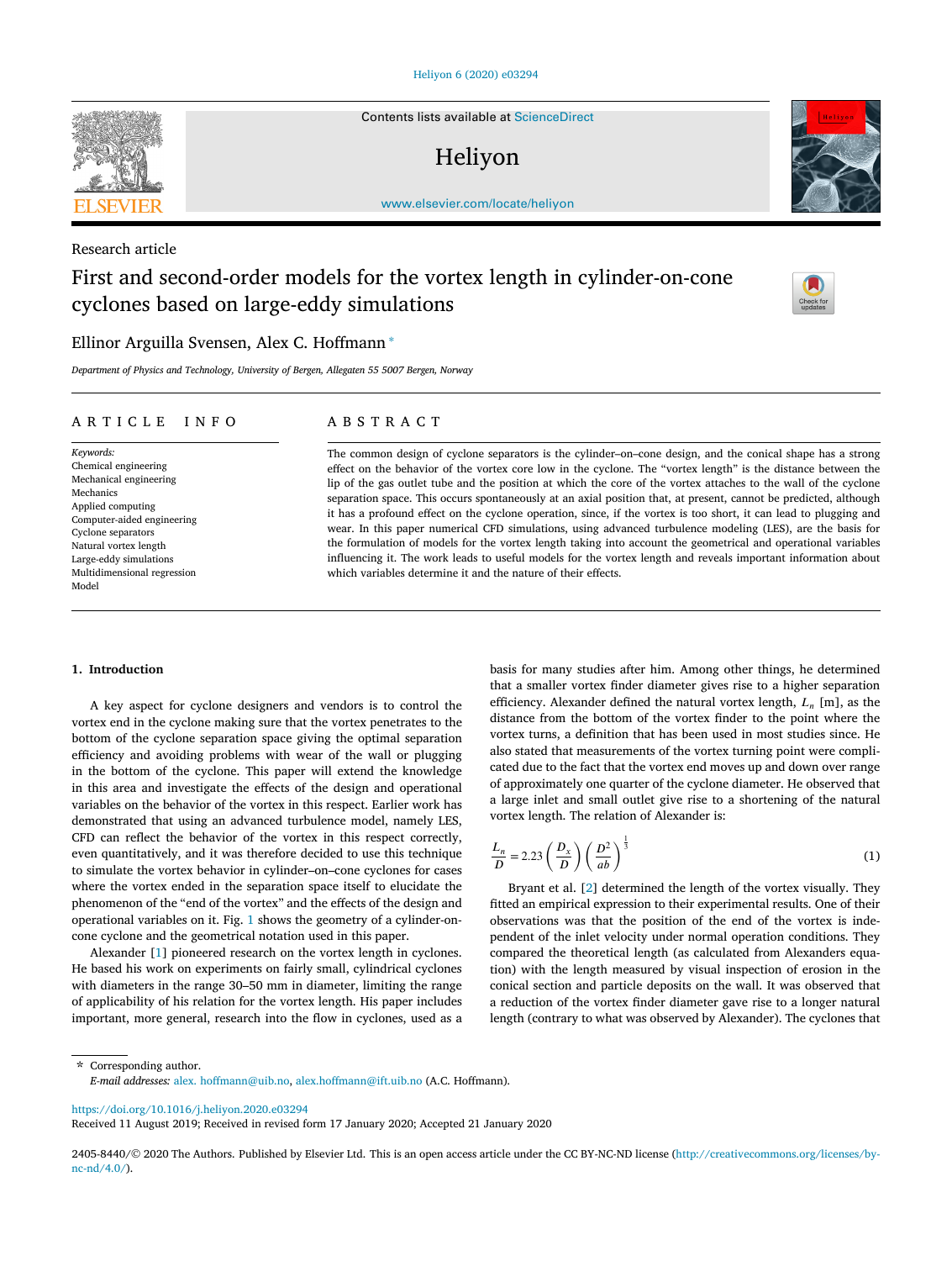Research article

# First and second-order models for the vortex length in cylinder-on-cone cyclones based on large-eddy simulations

Ellinor Arguilla Svensen, Alex C. Hoffmann *

*Department of Physics and Technology, University of Bergen, Allegaten 55 5007 Bergen, Norway*

## ARTICLE INFO

*Keywords:*
Chemical engineering
Mechanical engineering
Mechanics
Applied computing
Computer-aided engineering
Cyclone separators
Natural vortex length
Large-eddy simulations
Multidimensional regression
Model

## ABSTRACT

The common design of cyclone separators is the cylinder–on–cone design, and the conical shape has a strong effect on the behavior of the vortex core low in the cyclone. The "vortex length" is the distance between the lip of the gas outlet tube and the position at which the core of the vortex attaches to the wall of the cyclone separation space. This occurs spontaneously at an axial position that, at present, cannot be predicted, although it has a profound effect on the cyclone operation, since, if the vortex is too short, it can lead to plugging and wear. In this paper numerical CFD simulations, using advanced turbulence modeling (LES), are the basis for the formulation of models for the vortex length taking into account the geometrical and operational variables influencing it. The work leads to useful models for the vortex length and reveals important information about which variables determine it and the nature of their effects.

## 1. Introduction

A key aspect for cyclone designers and vendors is to control the vortex end in the cyclone making sure that the vortex penetrates to the bottom of the cyclone separation space giving the optimal separation efficiency and avoiding problems with wear of the wall or plugging in the bottom of the cyclone. This paper will extend the knowledge in this area and investigate the effects of the design and operational variables on the behavior of the vortex in this respect. Earlier work has demonstrated that using an advanced turbulence model, namely LES, CFD can reflect the behavior of the vortex in this respect correctly, even quantitatively, and it was therefore decided to use this technique to simulate the vortex behavior in cylinder–on–cone cyclones for cases where the vortex ended in the separation space itself to elucidate the phenomenon of the "end of the vortex" and the effects of the design and operational variables on it. Fig. 1 shows the geometry of a cylinder-on-cone cyclone and the geometrical notation used in this paper.

Alexander [1] pioneered research on the vortex length in cyclones. He based his work on experiments on fairly small, cylindrical cyclones with diameters in the range 30–50 mm in diameter, limiting the range of applicability of his relation for the vortex length. His paper includes important, more general, research into the flow in cyclones, used as a basis for many studies after him. Among other things, he determined that a smaller vortex finder diameter gives rise to a higher separation efficiency. Alexander defined the natural vortex length, $L_n$ [m], as the distance from the bottom of the vortex finder to the point where the vortex turns, a definition that has been used in most studies since. He also stated that measurements of the vortex turning point were complicated due to the fact that the vortex end moves up and down over range of approximately one quarter of the cyclone diameter. He observed that a large inlet and small outlet give rise to a shortening of the natural vortex length. The relation of Alexander is:

$$\frac{L_n}{D} = 2.23\left(\frac{D_x}{D}\right)\left(\frac{D^2}{ab}\right)^{\frac{1}{3}} \tag{1}$$

Bryant et al. [2] determined the length of the vortex visually. They fitted an empirical expression to their experimental results. One of their observations was that the position of the end of the vortex is independent of the inlet velocity under normal operation conditions. They compared the theoretical length (as calculated from Alexanders equation) with the length measured by visual inspection of erosion in the conical section and particle deposits on the wall. It was observed that a reduction of the vortex finder diameter gave rise to a longer natural length (contrary to what was observed by Alexander). The cyclones that

---

* Corresponding author.
*E-mail addresses:* alex. hoffmann@uib.no, alex.hoffmann@ift.uib.no (A.C. Hoffmann).

https://doi.org/10.1016/j.heliyon.2020.e03294
Received 11 August 2019; Received in revised form 17 January 2020; Accepted 21 January 2020

2405-8440/© 2020 The Authors. Published by Elsevier Ltd. This is an open access article under the CC BY-NC-ND license (http://creativecommons.org/licenses/by-nc-nd/4.0/).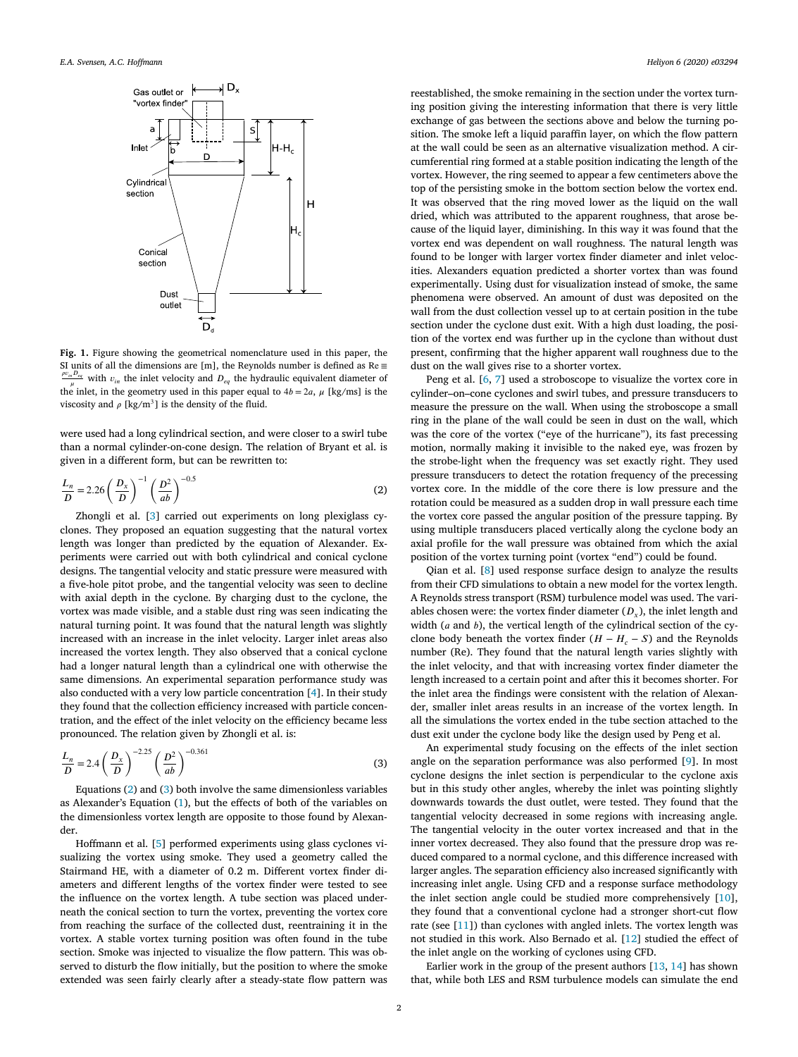**Fig. 1.** Figure showing the geometrical nomenclature used in this paper, the SI units of all the dimensions are [m], the Reynolds number is defined as $\mathrm{Re} \equiv \frac{\rho v_{in} D_{eq}}{\mu}$ with $v_{in}$ the inlet velocity and $D_{eq}$ the hydraulic equivalent diameter of the inlet, in the geometry used in this paper equal to $4b = 2a$, $\mu$ [kg/ms] is the viscosity and $\rho$ [kg/m$^3$] is the density of the fluid.

were used had a long cylindrical section, and were closer to a swirl tube than a normal cylinder-on-cone design. The relation of Bryant et al. is given in a different form, but can be rewritten to:

$$\frac{L_n}{D} = 2.26\left(\frac{D_x}{D}\right)^{-1}\left(\frac{D^2}{ab}\right)^{-0.5} \tag{2}$$

Zhongli et al. [3] carried out experiments on long plexiglass cyclones. They proposed an equation suggesting that the natural vortex length was longer than predicted by the equation of Alexander. Experiments were carried out with both cylindrical and conical cyclone designs. The tangential velocity and static pressure were measured with a five-hole pitot probe, and the tangential velocity was seen to decline with axial depth in the cyclone. By charging dust to the cyclone, the vortex was made visible, and a stable dust ring was seen indicating the natural turning point. It was found that the natural length was slightly increased with an increase in the inlet velocity. Larger inlet areas also increased the vortex length. They also observed that a conical cyclone had a longer natural length than a cylindrical one with otherwise the same dimensions. An experimental separation performance study was also conducted with a very low particle concentration [4]. In their study they found that the collection efficiency increased with particle concentration, and the effect of the inlet velocity on the efficiency became less pronounced. The relation given by Zhongli et al. is:

$$\frac{L_n}{D} = 2.4\left(\frac{D_x}{D}\right)^{-2.25}\left(\frac{D^2}{ab}\right)^{-0.361} \tag{3}$$

Equations (2) and (3) both involve the same dimensionless variables as Alexander's Equation (1), but the effects of both of the variables on the dimensionless vortex length are opposite to those found by Alexander.

Hoffmann et al. [5] performed experiments using glass cyclones visualizing the vortex using smoke. They used a geometry called the Stairmand HE, with a diameter of 0.2 m. Different vortex finder diameters and different lengths of the vortex finder were tested to see the influence on the vortex length. A tube section was placed underneath the conical section to turn the vortex, preventing the vortex core from reaching the surface of the collected dust, reentraining it in the vortex. A stable vortex turning position was often found in the tube section. Smoke was injected to visualize the flow pattern. This was observed to disturb the flow initially, but the position to where the smoke extended was seen fairly clearly after a steady-state flow pattern was reestablished, the smoke remaining in the section under the vortex turning position giving the interesting information that there is very little exchange of gas between the sections above and below the turning position. The smoke left a liquid paraffin layer, on which the flow pattern at the wall could be seen as an alternative visualization method. A circumferential ring formed at a stable position indicating the length of the vortex. However, the ring seemed to appear a few centimeters above the top of the persisting smoke in the bottom section below the vortex end. It was observed that the ring moved lower as the liquid on the wall dried, which was attributed to the apparent roughness, that arose because of the liquid layer, diminishing. In this way it was found that the vortex end was dependent on wall roughness. The natural length was found to be longer with larger vortex finder diameter and inlet velocities. Alexanders equation predicted a shorter vortex than was found experimentally. Using dust for visualization instead of smoke, the same phenomena were observed. An amount of dust was deposited on the wall from the dust collection vessel up to at certain position in the tube section under the cyclone dust exit. With a high dust loading, the position of the vortex end was further up in the cyclone than without dust present, confirming that the higher apparent wall roughness due to the dust on the wall gives rise to a shorter vortex.

Peng et al. [6, 7] used a stroboscope to visualize the vortex core in cylinder–on–cone cyclones and swirl tubes, and pressure transducers to measure the pressure on the wall. When using the stroboscope a small ring in the plane of the wall could be seen in dust on the wall, which was the core of the vortex ("eye of the hurricane"), its fast precessing motion, normally making it invisible to the naked eye, was frozen by the strobe-light when the frequency was set exactly right. They used pressure transducers to detect the rotation frequency of the precessing vortex core. In the middle of the core there is low pressure and the rotation could be measured as a sudden drop in wall pressure each time the vortex core passed the angular position of the pressure tapping. By using multiple transducers placed vertically along the cyclone body an axial profile for the wall pressure was obtained from which the axial position of the vortex turning point (vortex "end") could be found.

Qian et al. [8] used response surface design to analyze the results from their CFD simulations to obtain a new model for the vortex length. A Reynolds stress transport (RSM) turbulence model was used. The variables chosen were: the vortex finder diameter ($D_x$), the inlet length and width ($a$ and $b$), the vertical length of the cylindrical section of the cyclone body beneath the vortex finder ($H - H_c - S$) and the Reynolds number (Re). They found that the natural length varies slightly with the inlet velocity, and that with increasing vortex finder diameter the length increased to a certain point and after this it becomes shorter. For the inlet area the findings were consistent with the relation of Alexander, smaller inlet areas results in an increase of the vortex length. In all the simulations the vortex ended in the tube section attached to the dust exit under the cyclone body like the design used by Peng et al.

An experimental study focusing on the effects of the inlet section angle on the separation performance was also performed [9]. In most cyclone designs the inlet section is perpendicular to the cyclone axis but in this study other angles, whereby the inlet was pointing slightly downwards towards the dust outlet, were tested. They found that the tangential velocity decreased in some regions with increasing angle. The tangential velocity in the outer vortex increased and that in the inner vortex decreased. They also found that the pressure drop was reduced compared to a normal cyclone, and this difference increased with larger angles. The separation efficiency also increased significantly with increasing inlet angle. Using CFD and a response surface methodology the inlet section angle could be studied more comprehensively [10], they found that a conventional cyclone had a stronger short-cut flow rate (see [11]) than cyclones with angled inlets. The vortex length was not studied in this work. Also Bernado et al. [12] studied the effect of the inlet angle on the working of cyclones using CFD.

Earlier work in the group of the present authors [13, 14] has shown that, while both LES and RSM turbulence models can simulate the end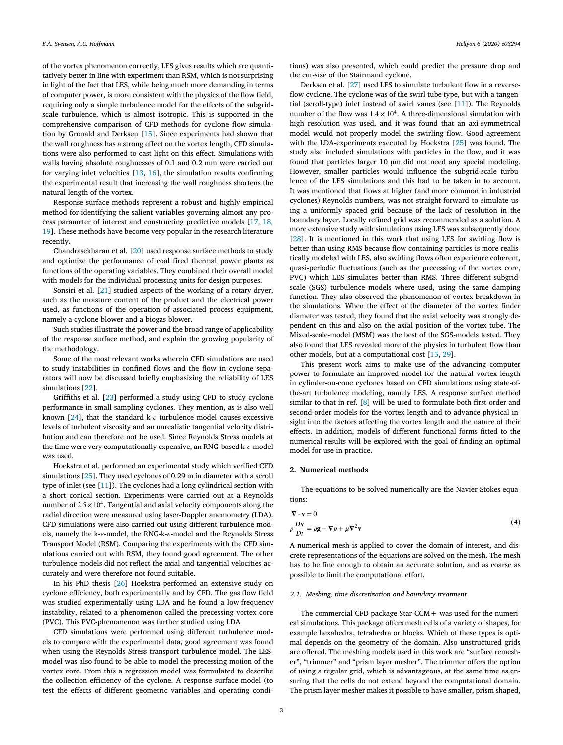of the vortex phenomenon correctly, LES gives results which are quantitatively better in line with experiment than RSM, which is not surprising in light of the fact that LES, while being much more demanding in terms of computer power, is more consistent with the physics of the flow field, requiring only a simple turbulence model for the effects of the subgrid-scale turbulence, which is almost isotropic. This is supported in the comprehensive comparison of CFD methods for cyclone flow simulation by Gronald and Derksen [15]. Since experiments had shown that the wall roughness has a strong effect on the vortex length, CFD simulations were also performed to cast light on this effect. Simulations with walls having absolute roughnesses of 0.1 and 0.2 mm were carried out for varying inlet velocities [13, 16], the simulation results confirming the experimental result that increasing the wall roughness shortens the natural length of the vortex.

Response surface methods represent a robust and highly empirical method for identifying the salient variables governing almost any process parameter of interest and constructing predictive models [17, 18, 19]. These methods have become very popular in the research literature recently.

Chandrasekharan et al. [20] used response surface methods to study and optimize the performance of coal fired thermal power plants as functions of the operating variables. They combined their overall model with models for the individual processing units for design purposes.

Sonsiri et al. [21] studied aspects of the working of a rotary dryer, such as the moisture content of the product and the electrical power used, as functions of the operation of associated process equipment, namely a cyclone blower and a biogas blower.

Such studies illustrate the power and the broad range of applicability of the response surface method, and explain the growing popularity of the methodology.

Some of the most relevant works wherein CFD simulations are used to study instabilities in confined flows and the flow in cyclone separators will now be discussed briefly emphasizing the reliability of LES simulations [22].

Griffiths et al. [23] performed a study using CFD to study cyclone performance in small sampling cyclones. They mention, as is also well known [24], that the standard k-$\epsilon$ turbulence model causes excessive levels of turbulent viscosity and an unrealistic tangential velocity distribution and can therefore not be used. Since Reynolds Stress models at the time were very computationally expensive, an RNG-based k-$\epsilon$-model was used.

Hoekstra et al. performed an experimental study which verified CFD simulations [25]. They used cyclones of 0.29 m in diameter with a scroll type of inlet (see [11]). The cyclones had a long cylindrical section with a short conical section. Experiments were carried out at a Reynolds number of $2.5 \times 10^4$. Tangential and axial velocity components along the radial direction were measured using laser-Doppler anemometry (LDA). CFD simulations were also carried out using different turbulence models, namely the k-$\epsilon$-model, the RNG-k-$\epsilon$-model and the Reynolds Stress Transport Model (RSM). Comparing the experiments with the CFD simulations carried out with RSM, they found good agreement. The other turbulence models did not reflect the axial and tangential velocities accurately and were therefore not found suitable.

In his PhD thesis [26] Hoekstra performed an extensive study on cyclone efficiency, both experimentally and by CFD. The gas flow field was studied experimentally using LDA and he found a low-frequency instability, related to a phenomenon called the precessing vortex core (PVC). This PVC-phenomenon was further studied using LDA.

CFD simulations were performed using different turbulence models to compare with the experimental data, good agreement was found when using the Reynolds Stress transport turbulence model. The LES-model was also found to be able to model the precessing motion of the vortex core. From this a regression model was formulated to describe the collection efficiency of the cyclone. A response surface model (to test the effects of different geometric variables and operating conditions) was also presented, which could predict the pressure drop and the cut-size of the Stairmand cyclone.

Derksen et al. [27] used LES to simulate turbulent flow in a reverse-flow cyclone. The cyclone was of the swirl tube type, but with a tangential (scroll-type) inlet instead of swirl vanes (see [11]). The Reynolds number of the flow was $1.4 \times 10^4$. A three-dimensional simulation with high resolution was used, and it was found that an axi-symmetrical model would not properly model the swirling flow. Good agreement with the LDA-experiments executed by Hoekstra [25] was found. The study also included simulations with particles in the flow, and it was found that particles larger 10 μm did not need any special modeling. However, smaller particles would influence the subgrid-scale turbulence of the LES simulations and this had to be taken in to account. It was mentioned that flows at higher (and more common in industrial cyclones) Reynolds numbers, was not straight-forward to simulate using a uniformly spaced grid because of the lack of resolution in the boundary layer. Locally refined grid was recommended as a solution. A more extensive study with simulations using LES was subsequently done [28]. It is mentioned in this work that using LES for swirling flow is better than using RMS because flow containing particles is more realistically modeled with LES, also swirling flows often experience coherent, quasi-periodic fluctuations (such as the precessing of the vortex core, PVC) which LES simulates better than RMS. Three different subgrid-scale (SGS) turbulence models where used, using the same damping function. They also observed the phenomenon of vortex breakdown in the simulations. When the effect of the diameter of the vortex finder diameter was tested, they found that the axial velocity was strongly dependent on this and also on the axial position of the vortex tube. The Mixed-scale-model (MSM) was the best of the SGS-models tested. They also found that LES revealed more of the physics in turbulent flow than other models, but at a computational cost [15, 29].

This present work aims to make use of the advancing computer power to formulate an improved model for the natural vortex length in cylinder-on-cone cyclones based on CFD simulations using state-of-the-art turbulence modeling, namely LES. A response surface method similar to that in ref. [8] will be used to formulate both first-order and second-order models for the vortex length and to advance physical insight into the factors affecting the vortex length and the nature of their effects. In addition, models of different functional forms fitted to the numerical results will be explored with the goal of finding an optimal model for use in practice.

## 2. Numerical methods

The equations to be solved numerically are the Navier-Stokes equations:

$$
\begin{aligned}
&\nabla \cdot \mathbf{v} = 0 \\
&\rho \frac{D\mathbf{v}}{Dt} = \rho \mathbf{g} - \nabla p + \mu \nabla^2 \mathbf{v}
\end{aligned}
\tag{4}
$$

A numerical mesh is applied to cover the domain of interest, and discrete representations of the equations are solved on the mesh. The mesh has to be fine enough to obtain an accurate solution, and as coarse as possible to limit the computational effort.

### 2.1. Meshing, time discretization and boundary treatment

The commercial CFD package Star-CCM+ was used for the numerical simulations. This package offers mesh cells of a variety of shapes, for example hexahedra, tetrahedra or blocks. Which of these types is optimal depends on the geometry of the domain. Also unstructured grids are offered. The meshing models used in this work are "surface remesher", "trimmer" and "prism layer mesher". The trimmer offers the option of using a regular grid, which is advantageous, at the same time as ensuring that the cells do not extend beyond the computational domain. The prism layer mesher makes it possible to have smaller, prism shaped,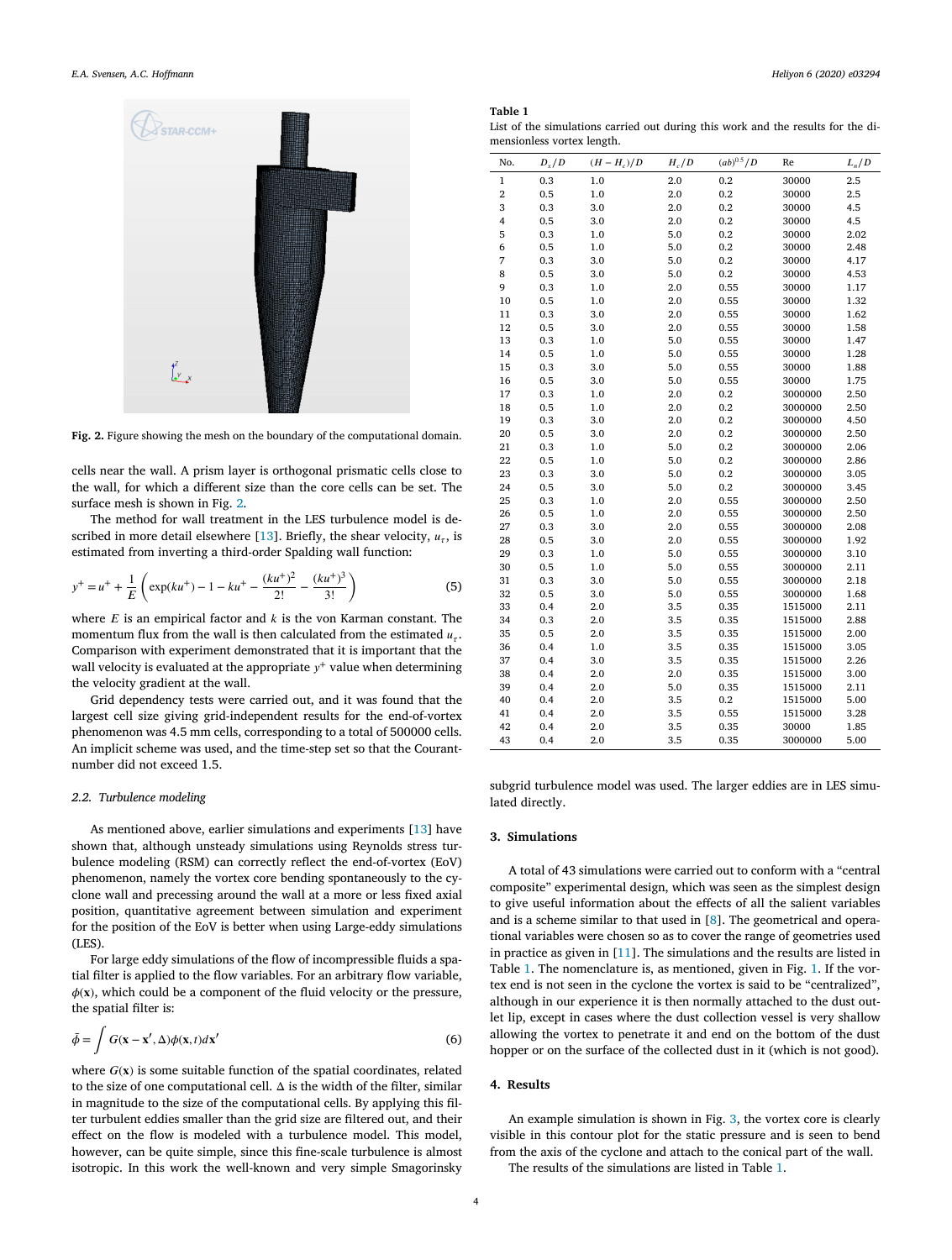Fig. 2. Figure showing the mesh on the boundary of the computational domain.

cells near the wall. A prism layer is orthogonal prismatic cells close to the wall, for which a different size than the core cells can be set. The surface mesh is shown in Fig. 2.

The method for wall treatment in the LES turbulence model is described in more detail elsewhere [13]. Briefly, the shear velocity, $u_\tau$, is estimated from inverting a third-order Spalding wall function:

$$y^+ = u^+ + \frac{1}{E}\left(\exp(ku^+) - 1 - ku^+ - \frac{(ku^+)^2}{2!} - \frac{(ku^+)^3}{3!}\right) \tag{5}$$

where $E$ is an empirical factor and $k$ is the von Karman constant. The momentum flux from the wall is then calculated from the estimated $u_\tau$. Comparison with experiment demonstrated that it is important that the wall velocity is evaluated at the appropriate $y^+$ value when determining the velocity gradient at the wall.

Grid dependency tests were carried out, and it was found that the largest cell size giving grid-independent results for the end-of-vortex phenomenon was 4.5 mm cells, corresponding to a total of 500000 cells. An implicit scheme was used, and the time-step set so that the Courant-number did not exceed 1.5.

### 2.2. Turbulence modeling

As mentioned above, earlier simulations and experiments [13] have shown that, although unsteady simulations using Reynolds stress turbulence modeling (RSM) can correctly reflect the end-of-vortex (EoV) phenomenon, namely the vortex core bending spontaneously to the cyclone wall and precessing around the wall at a more or less fixed axial position, quantitative agreement between simulation and experiment for the position of the EoV is better when using Large-eddy simulations (LES).

For large eddy simulations of the flow of incompressible fluids a spatial filter is applied to the flow variables. For an arbitrary flow variable, $\phi(\mathbf{x})$, which could be a component of the fluid velocity or the pressure, the spatial filter is:

$$\bar{\phi} = \int G(\mathbf{x} - \mathbf{x}', \Delta)\phi(\mathbf{x}, t)d\mathbf{x}' \tag{6}$$

where $G(\mathbf{x})$ is some suitable function of the spatial coordinates, related to the size of one computational cell. $\Delta$ is the width of the filter, similar in magnitude to the size of the computational cells. By applying this filter turbulent eddies smaller than the grid size are filtered out, and their effect on the flow is modeled with a turbulence model. This model, however, can be quite simple, since this fine-scale turbulence is almost isotropic. In this work the well-known and very simple Smagorinsky subgrid turbulence model was used. The larger eddies are in LES simulated directly.

**Table 1**
List of the simulations carried out during this work and the results for the dimensionless vortex length.

| No. | $D_x/D$ | $(H-H_c)/D$ | $H_c/D$ | $(ab)^{0.5}/D$ | Re | $L_n/D$ |
|---|---|---|---|---|---|---|
| 1 | 0.3 | 1.0 | 2.0 | 0.2 | 30000 | 2.5 |
| 2 | 0.5 | 1.0 | 2.0 | 0.2 | 30000 | 2.5 |
| 3 | 0.3 | 3.0 | 2.0 | 0.2 | 30000 | 4.5 |
| 4 | 0.5 | 3.0 | 2.0 | 0.2 | 30000 | 4.5 |
| 5 | 0.3 | 1.0 | 5.0 | 0.2 | 30000 | 2.02 |
| 6 | 0.5 | 1.0 | 5.0 | 0.2 | 30000 | 2.48 |
| 7 | 0.3 | 3.0 | 5.0 | 0.2 | 30000 | 4.17 |
| 8 | 0.5 | 3.0 | 5.0 | 0.2 | 30000 | 4.53 |
| 9 | 0.3 | 1.0 | 2.0 | 0.55 | 30000 | 1.17 |
| 10 | 0.5 | 1.0 | 2.0 | 0.55 | 30000 | 1.32 |
| 11 | 0.3 | 3.0 | 2.0 | 0.55 | 30000 | 1.62 |
| 12 | 0.5 | 3.0 | 2.0 | 0.55 | 30000 | 1.58 |
| 13 | 0.3 | 1.0 | 5.0 | 0.55 | 30000 | 1.47 |
| 14 | 0.5 | 1.0 | 5.0 | 0.55 | 30000 | 1.28 |
| 15 | 0.3 | 3.0 | 5.0 | 0.55 | 30000 | 1.88 |
| 16 | 0.5 | 3.0 | 5.0 | 0.55 | 30000 | 1.75 |
| 17 | 0.3 | 1.0 | 2.0 | 0.2 | 3000000 | 2.50 |
| 18 | 0.5 | 1.0 | 2.0 | 0.2 | 3000000 | 2.50 |
| 19 | 0.3 | 3.0 | 2.0 | 0.2 | 3000000 | 4.50 |
| 20 | 0.5 | 3.0 | 2.0 | 0.2 | 3000000 | 2.50 |
| 21 | 0.3 | 1.0 | 5.0 | 0.2 | 3000000 | 2.06 |
| 22 | 0.5 | 1.0 | 5.0 | 0.2 | 3000000 | 2.86 |
| 23 | 0.3 | 3.0 | 5.0 | 0.2 | 3000000 | 3.05 |
| 24 | 0.5 | 3.0 | 5.0 | 0.2 | 3000000 | 3.45 |
| 25 | 0.3 | 1.0 | 2.0 | 0.55 | 3000000 | 2.50 |
| 26 | 0.5 | 1.0 | 2.0 | 0.55 | 3000000 | 2.50 |
| 27 | 0.3 | 3.0 | 2.0 | 0.55 | 3000000 | 2.08 |
| 28 | 0.5 | 3.0 | 2.0 | 0.55 | 3000000 | 1.92 |
| 29 | 0.3 | 1.0 | 5.0 | 0.55 | 3000000 | 3.10 |
| 30 | 0.5 | 1.0 | 5.0 | 0.55 | 3000000 | 2.11 |
| 31 | 0.3 | 3.0 | 5.0 | 0.55 | 3000000 | 2.18 |
| 32 | 0.5 | 3.0 | 5.0 | 0.55 | 3000000 | 1.68 |
| 33 | 0.4 | 2.0 | 3.5 | 0.35 | 1515000 | 2.11 |
| 34 | 0.3 | 2.0 | 3.5 | 0.35 | 1515000 | 2.88 |
| 35 | 0.5 | 2.0 | 3.5 | 0.35 | 1515000 | 2.00 |
| 36 | 0.4 | 1.0 | 3.5 | 0.35 | 1515000 | 3.05 |
| 37 | 0.4 | 3.0 | 3.5 | 0.35 | 1515000 | 2.26 |
| 38 | 0.4 | 2.0 | 2.0 | 0.35 | 1515000 | 3.00 |
| 39 | 0.4 | 2.0 | 5.0 | 0.35 | 1515000 | 2.11 |
| 40 | 0.4 | 2.0 | 3.5 | 0.2 | 1515000 | 5.00 |
| 41 | 0.4 | 2.0 | 3.5 | 0.55 | 1515000 | 3.28 |
| 42 | 0.4 | 2.0 | 3.5 | 0.35 | 30000 | 1.85 |
| 43 | 0.4 | 2.0 | 3.5 | 0.35 | 3000000 | 5.00 |

## 3. Simulations

A total of 43 simulations were carried out to conform with a "central composite" experimental design, which was seen as the simplest design to give useful information about the effects of all the salient variables and is a scheme similar to that used in [8]. The geometrical and operational variables were chosen so as to cover the range of geometries used in practice as given in [11]. The simulations and the results are listed in Table 1. The nomenclature is, as mentioned, given in Fig. 1. If the vortex end is not seen in the cyclone the vortex is said to be "centralized", although in our experience it is then normally attached to the dust outlet lip, except in cases where the dust collection vessel is very shallow allowing the vortex to penetrate it and end on the bottom of the dust hopper or on the surface of the collected dust in it (which is not good).

## 4. Results

An example simulation is shown in Fig. 3, the vortex core is clearly visible in this contour plot for the static pressure and is seen to bend from the axis of the cyclone and attach to the conical part of the wall.

The results of the simulations are listed in Table 1.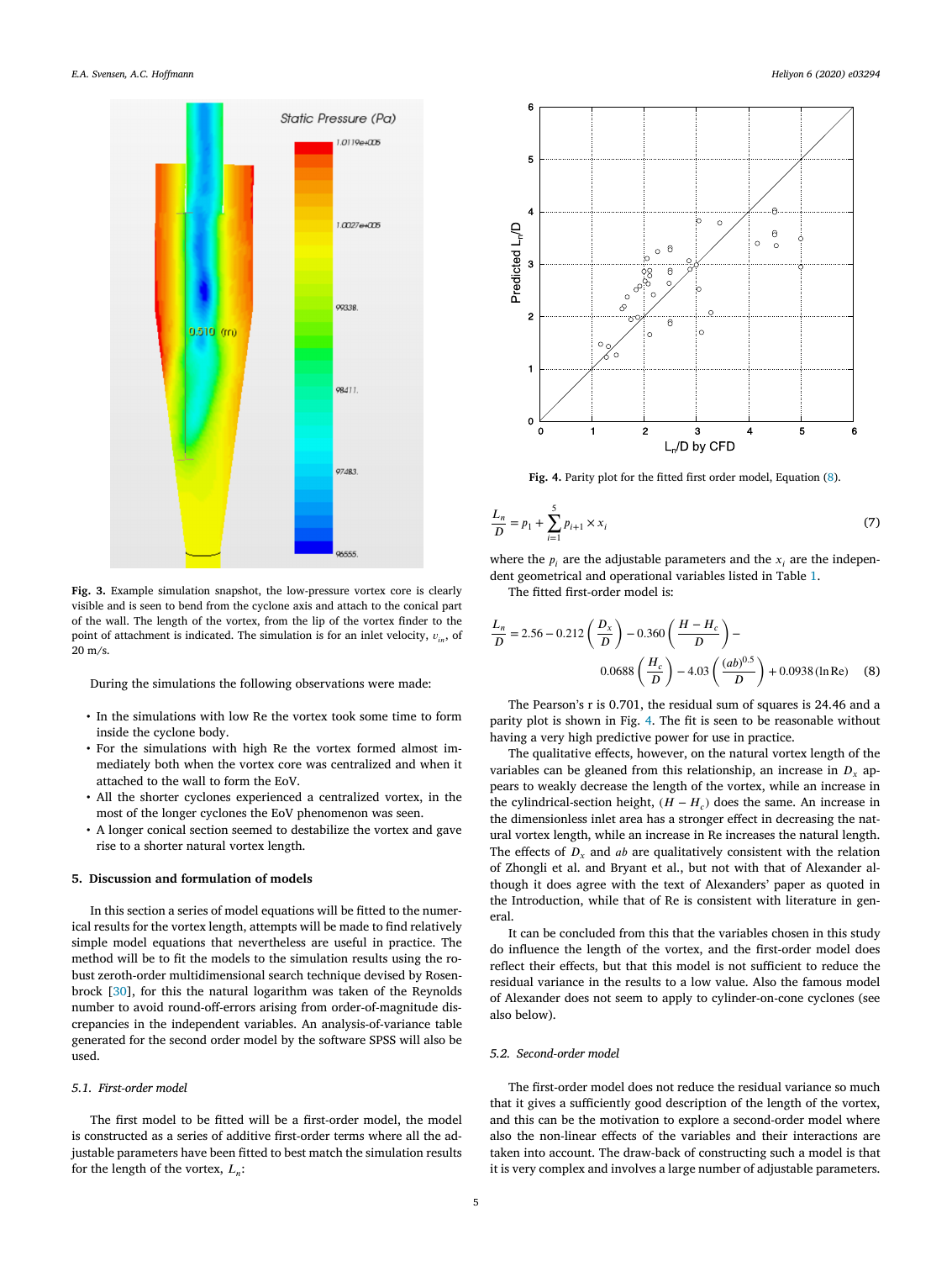**Fig. 3.** Example simulation snapshot, the low-pressure vortex core is clearly visible and is seen to bend from the cyclone axis and attach to the conical part of the wall. The length of the vortex, from the lip of the vortex finder to the point of attachment is indicated. The simulation is for an inlet velocity, $v_{in}$, of 20 m/s.

During the simulations the following observations were made:

- In the simulations with low Re the vortex took some time to form inside the cyclone body.
- For the simulations with high Re the vortex formed almost immediately both when the vortex core was centralized and when it attached to the wall to form the EoV.
- All the shorter cyclones experienced a centralized vortex, in the most of the longer cyclones the EoV phenomenon was seen.
- A longer conical section seemed to destabilize the vortex and gave rise to a shorter natural vortex length.

## 5. Discussion and formulation of models

In this section a series of model equations will be fitted to the numerical results for the vortex length, attempts will be made to find relatively simple model equations that nevertheless are useful in practice. The method will be to fit the models to the simulation results using the robust zeroth-order multidimensional search technique devised by Rosenbrock [30], for this the natural logarithm was taken of the Reynolds number to avoid round-off-errors arising from order-of-magnitude discrepancies in the independent variables. An analysis-of-variance table generated for the second order model by the software SPSS will also be used.

### 5.1. First-order model

The first model to be fitted will be a first-order model, the model is constructed as a series of additive first-order terms where all the adjustable parameters have been fitted to best match the simulation results for the length of the vortex, $L_n$:

**Fig. 4.** Parity plot for the fitted first order model, Equation (8).

$$\frac{L_n}{D} = p_1 + \sum_{i=1}^{5} p_{i+1} \times x_i \tag{7}$$

where the $p_i$ are the adjustable parameters and the $x_i$ are the independent geometrical and operational variables listed in Table 1.

The fitted first-order model is:

$$\frac{L_n}{D} = 2.56 - 0.212\left(\frac{D_x}{D}\right) - 0.360\left(\frac{H - H_c}{D}\right) - 0.0688\left(\frac{H_c}{D}\right) - 4.03\left(\frac{(ab)^{0.5}}{D}\right) + 0.0938\,(\ln \mathrm{Re}) \tag{8}$$

The Pearson's r is 0.701, the residual sum of squares is 24.46 and a parity plot is shown in Fig. 4. The fit is seen to be reasonable without having a very high predictive power for use in practice.

The qualitative effects, however, on the natural vortex length of the variables can be gleaned from this relationship, an increase in $D_x$ appears to weakly decrease the length of the vortex, while an increase in the cylindrical-section height, $(H - H_c)$ does the same. An increase in the dimensionless inlet area has a stronger effect in decreasing the natural vortex length, while an increase in Re increases the natural length. The effects of $D_x$ and $ab$ are qualitatively consistent with the relation of Zhongli et al. and Bryant et al., but not with that of Alexander although it does agree with the text of Alexanders' paper as quoted in the Introduction, while that of Re is consistent with literature in general.

It can be concluded from this that the variables chosen in this study do influence the length of the vortex, and the first-order model does reflect their effects, but that this model is not sufficient to reduce the residual variance in the results to a low value. Also the famous model of Alexander does not seem to apply to cylinder-on-cone cyclones (see also below).

### 5.2. Second-order model

The first-order model does not reduce the residual variance so much that it gives a sufficiently good description of the length of the vortex, and this can be the motivation to explore a second-order model where also the non-linear effects of the variables and their interactions are taken into account. The draw-back of constructing such a model is that it is very complex and involves a large number of adjustable parameters.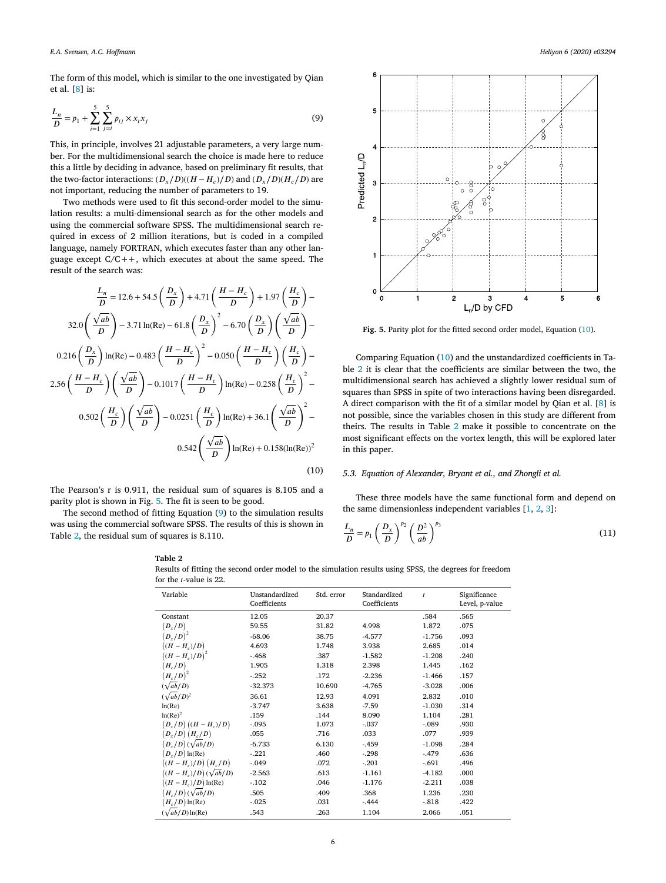The form of this model, which is similar to the one investigated by Qian et al. [8] is:

$$\frac{L_n}{D} = p_1 + \sum_{i=1}^{5}\sum_{j=i}^{5} p_{ij} \times x_i x_j \tag{9}$$

This, in principle, involves 21 adjustable parameters, a very large number. For the multidimensional search the choice is made here to reduce this a little by deciding in advance, based on preliminary fit results, that the two-factor interactions: $(D_x/D)((H-H_c)/D)$ and $(D_x/D)(H_c/D)$ are not important, reducing the number of parameters to 19.

Two methods were used to fit this second-order model to the simulation results: a multi-dimensional search as for the other models and using the commercial software SPSS. The multidimensional search required in excess of 2 million iterations, but is coded in a compiled language, namely FORTRAN, which executes faster than any other language except C/C++, which executes at about the same speed. The result of the search was:

$$\begin{aligned}\frac{L_n}{D} &= 12.6 + 54.5\left(\frac{D_x}{D}\right) + 4.71\left(\frac{H-H_c}{D}\right) + 1.97\left(\frac{H_c}{D}\right) - \\ &32.0\left(\frac{\sqrt{ab}}{D}\right) - 3.71\ln(\mathrm{Re}) - 61.8\left(\frac{D_x}{D}\right)^2 - 6.70\left(\frac{D_x}{D}\right)\left(\frac{\sqrt{ab}}{D}\right) - \\ &0.216\left(\frac{D_x}{D}\right)\ln(\mathrm{Re}) - 0.483\left(\frac{H-H_c}{D}\right)^2 - 0.050\left(\frac{H-H_c}{D}\right)\left(\frac{H_c}{D}\right) - \\ &2.56\left(\frac{H-H_c}{D}\right)\left(\frac{\sqrt{ab}}{D}\right) - 0.1017\left(\frac{H-H_c}{D}\right)\ln(\mathrm{Re}) - 0.258\left(\frac{H_c}{D}\right)^2 - \\ &0.502\left(\frac{H_c}{D}\right)\left(\frac{\sqrt{ab}}{D}\right) - 0.0251\left(\frac{H_c}{D}\right)\ln(\mathrm{Re}) + 36.1\left(\frac{\sqrt{ab}}{D}\right)^2 - \\ &0.542\left(\frac{\sqrt{ab}}{D}\right)\ln(\mathrm{Re}) + 0.158(\ln(\mathrm{Re}))^2\end{aligned} \tag{10}$$

The Pearson's r is 0.911, the residual sum of squares is 8.105 and a parity plot is shown in Fig. 5. The fit is seen to be good.

The second method of fitting Equation (9) to the simulation results was using the commercial software SPSS. The results of this is shown in Table 2, the residual sum of squares is 8.110.

**Fig. 5.** Parity plot for the fitted second order model, Equation (10).

Comparing Equation (10) and the unstandardized coefficients in Table 2 it is clear that the coefficients are similar between the two, the multidimensional search has achieved a slightly lower residual sum of squares than SPSS in spite of two interactions having been disregarded. A direct comparison with the fit of a similar model by Qian et al. [8] is not possible, since the variables chosen in this study are different from theirs. The results in Table 2 make it possible to concentrate on the most significant effects on the vortex length, this will be explored later in this paper.

### 5.3. Equation of Alexander, Bryant et al., and Zhongli et al.

These three models have the same functional form and depend on the same dimensionless independent variables [1, 2, 3]:

$$\frac{L_n}{D} = p_1\left(\frac{D_x}{D}\right)^{p_2}\left(\frac{D^2}{ab}\right)^{p_3} \tag{11}$$

**Table 2**
Results of fitting the second order model to the simulation results using SPSS, the degrees for freedom for the $t$-value is 22.

| Variable | Unstandardized Coefficients | Std. error | Standardized Coefficients | $t$ | Significance Level, p-value |
|---|---|---|---|---|---|
| Constant | 12.05 | 20.37 | | .584 | .565 |
| $(D_x/D)$ | 59.55 | 31.82 | 4.998 | 1.872 | .075 |
| $(D_x/D)^2$ | -68.06 | 38.75 | -4.577 | -1.756 | .093 |
| $((H-H_c)/D)$ | 4.693 | 1.748 | 3.938 | 2.685 | .014 |
| $((H-H_c)/D)^2$ | -.468 | .387 | -1.582 | -1.208 | .240 |
| $(H_c/D)$ | 1.905 | 1.318 | 2.398 | 1.445 | .162 |
| $(H_c/D)^2$ | -.252 | .172 | -2.236 | -1.466 | .157 |
| $(\sqrt{ab}/D)$ | -32.373 | 10.690 | -4.765 | -3.028 | .006 |
| $(\sqrt{ab}/D)^2$ | 36.61 | 12.93 | 4.091 | 2.832 | .010 |
| ln(Re) | -3.747 | 3.638 | -7.59 | -1.030 | .314 |
| ln(Re)$^2$ | .159 | .144 | 8.090 | 1.104 | .281 |
| $(D_x/D)((H-H_c)/D)$ | -.095 | 1.073 | -.037 | -.089 | .930 |
| $(D_x/D)(H_c/D)$ | .055 | .716 | .033 | .077 | .939 |
| $(D_x/D)(\sqrt{ab}/D)$ | -6.733 | 6.130 | -.459 | -1.098 | .284 |
| $(D_x/D)$ ln(Re) | -.221 | .460 | -.298 | -.479 | .636 |
| $((H-H_c)/D)(H_c/D)$ | -.049 | .072 | -.201 | -.691 | .496 |
| $((H-H_c)/D)(\sqrt{ab}/D)$ | -2.563 | .613 | -1.161 | -4.182 | .000 |
| $((H-H_c)/D)$ ln(Re) | -.102 | .046 | -1.176 | -2.211 | .038 |
| $(H_c/D)(\sqrt{ab}/D)$ | .505 | .409 | .368 | 1.236 | .230 |
| $(H_c/D)$ ln(Re) | -.025 | .031 | -.444 | -.818 | .422 |
| $(\sqrt{ab}/D)$ ln(Re) | .543 | .263 | 1.104 | 2.066 | .051 |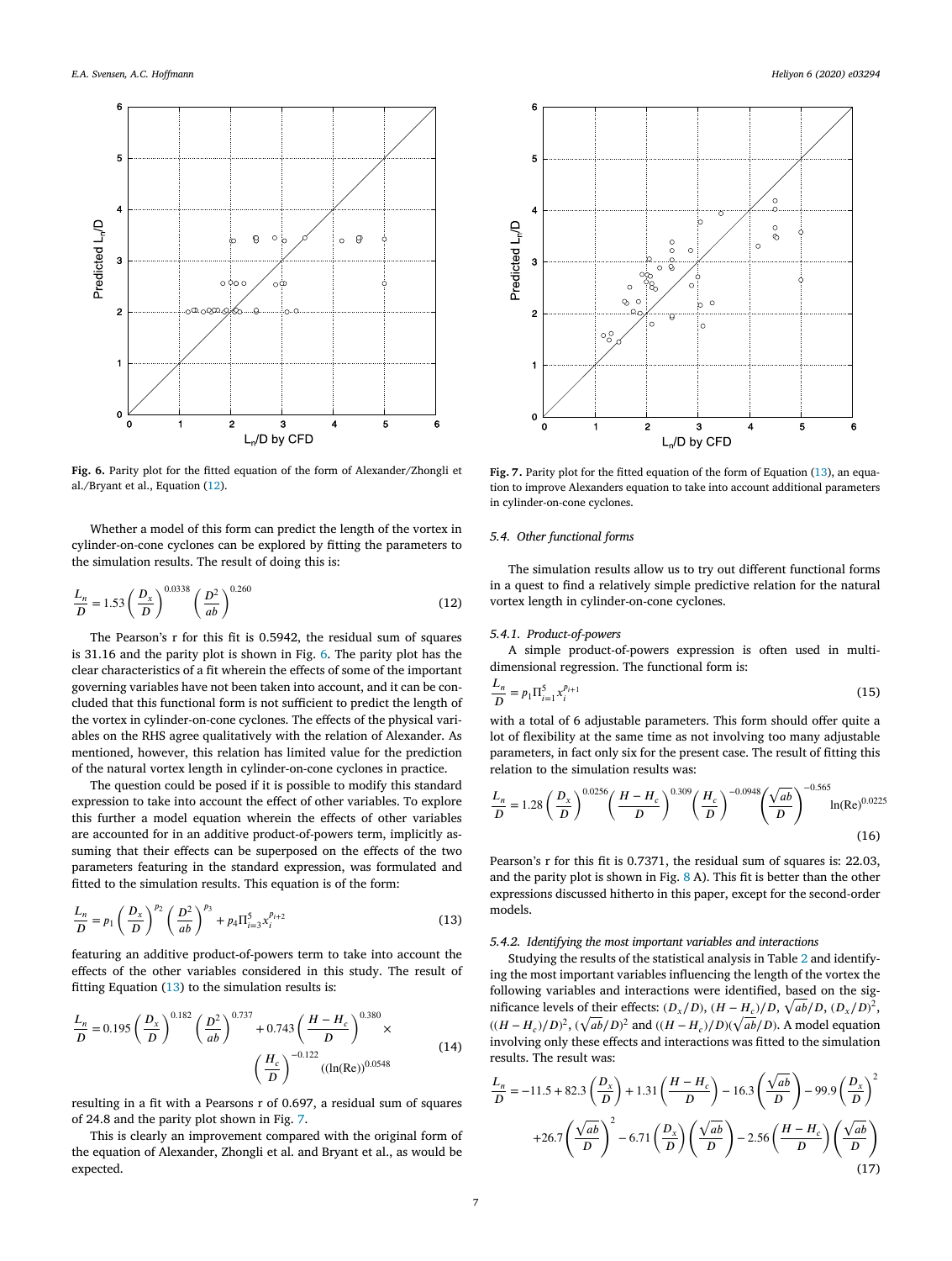Fig. 6. Parity plot for the fitted equation of the form of Alexander/Zhongli et al./Bryant et al., Equation (12).

Whether a model of this form can predict the length of the vortex in cylinder-on-cone cyclones can be explored by fitting the parameters to the simulation results. The result of doing this is:

$$\frac{L_n}{D} = 1.53\left(\frac{D_x}{D}\right)^{0.0338}\left(\frac{D^2}{ab}\right)^{0.260} \tag{12}$$

The Pearson's r for this fit is 0.5942, the residual sum of squares is 31.16 and the parity plot is shown in Fig. 6. The parity plot has the clear characteristics of a fit wherein the effects of some of the important governing variables have not been taken into account, and it can be concluded that this functional form is not sufficient to predict the length of the vortex in cylinder-on-cone cyclones. The effects of the physical variables on the RHS agree qualitatively with the relation of Alexander. As mentioned, however, this relation has limited value for the prediction of the natural vortex length in cylinder-on-cone cyclones in practice.

The question could be posed if it is possible to modify this standard expression to take into account the effect of other variables. To explore this further a model equation wherein the effects of other variables are accounted for in an additive product-of-powers term, implicitly assuming that their effects can be superposed on the effects of the two parameters featuring in the standard expression, was formulated and fitted to the simulation results. This equation is of the form:

$$\frac{L_n}{D} = p_1\left(\frac{D_x}{D}\right)^{p_2}\left(\frac{D^2}{ab}\right)^{p_3} + p_4\Pi_{i=3}^{5}x_i^{p_{i+2}} \tag{13}$$

featuring an additive product-of-powers term to take into account the effects of the other variables considered in this study. The result of fitting Equation (13) to the simulation results is:

$$\frac{L_n}{D} = 0.195\left(\frac{D_x}{D}\right)^{0.182}\left(\frac{D^2}{ab}\right)^{0.737} + 0.743\left(\frac{H-H_c}{D}\right)^{0.380}\times\left(\frac{H_c}{D}\right)^{-0.122}((\ln(\mathrm{Re}))^{0.0548} \tag{14}$$

resulting in a fit with a Pearsons r of 0.697, a residual sum of squares of 24.8 and the parity plot shown in Fig. 7.

This is clearly an improvement compared with the original form of the equation of Alexander, Zhongli et al. and Bryant et al., as would be expected.

Fig. 7. Parity plot for the fitted equation of the form of Equation (13), an equation to improve Alexanders equation to take into account additional parameters in cylinder-on-cone cyclones.

### 5.4. Other functional forms

The simulation results allow us to try out different functional forms in a quest to find a relatively simple predictive relation for the natural vortex length in cylinder-on-cone cyclones.

#### 5.4.1. Product-of-powers

A simple product-of-powers expression is often used in multi-dimensional regression. The functional form is:

$$\frac{L_n}{D} = p_1\Pi_{i=1}^{5}x_i^{p_{i+1}} \tag{15}$$

with a total of 6 adjustable parameters. This form should offer quite a lot of flexibility at the same time as not involving too many adjustable parameters, in fact only six for the present case. The result of fitting this relation to the simulation results was:

$$\frac{L_n}{D} = 1.28\left(\frac{D_x}{D}\right)^{0.0256}\left(\frac{H-H_c}{D}\right)^{0.309}\left(\frac{H_c}{D}\right)^{-0.0948}\left(\frac{\sqrt{ab}}{D}\right)^{-0.565}\ln(\mathrm{Re})^{0.0225} \tag{16}$$

Pearson's r for this fit is 0.7371, the residual sum of squares is: 22.03, and the parity plot is shown in Fig. 8 A). This fit is better than the other expressions discussed hitherto in this paper, except for the second-order models.

#### 5.4.2. Identifying the most important variables and interactions

Studying the results of the statistical analysis in Table 2 and identifying the most important variables influencing the length of the vortex the following variables and interactions were identified, based on the significance levels of their effects: $(D_x/D)$, $(H-H_c)/D$, $\sqrt{ab}/D$, $(D_x/D)^2$, $((H-H_c)/D)^2$, $(\sqrt{ab}/D)^2$ and $((H-H_c)/D)(\sqrt{ab}/D)$. A model equation involving only these effects and interactions was fitted to the simulation results. The result was:

$$\frac{L_n}{D} = -11.5 + 82.3\left(\frac{D_x}{D}\right) + 1.31\left(\frac{H-H_c}{D}\right) - 16.3\left(\frac{\sqrt{ab}}{D}\right) - 99.9\left(\frac{D_x}{D}\right)^2 + 26.7\left(\frac{\sqrt{ab}}{D}\right)^2 - 6.71\left(\frac{D_x}{D}\right)\left(\frac{\sqrt{ab}}{D}\right) - 2.56\left(\frac{H-H_c}{D}\right)\left(\frac{\sqrt{ab}}{D}\right) \tag{17}$$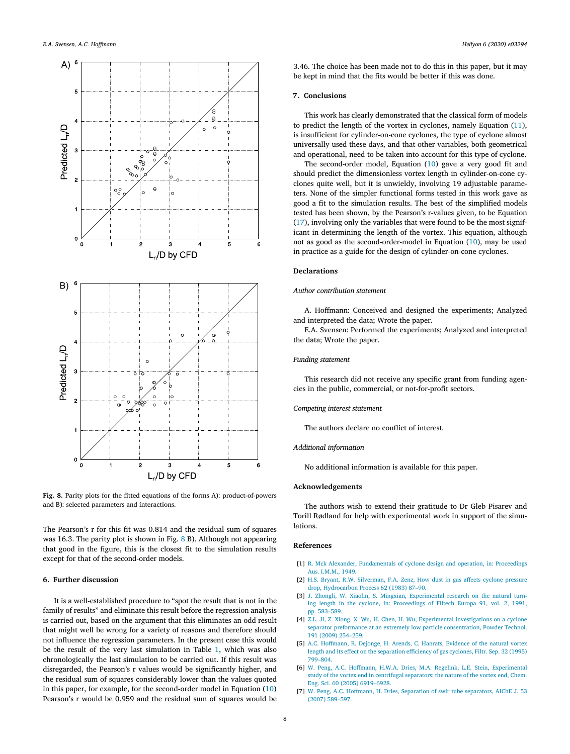Fig. 8. Parity plots for the fitted equations of the forms A): product-of-powers and B): selected parameters and interactions.

The Pearson's r for this fit was 0.814 and the residual sum of squares was 16.3. The parity plot is shown in Fig. 8 B). Although not appearing that good in the figure, this is the closest fit to the simulation results except for that of the second-order models.

## 6. Further discussion

It is a well-established procedure to "spot the result that is not in the family of results" and eliminate this result before the regression analysis is carried out, based on the argument that this eliminates an odd result that might well be wrong for a variety of reasons and therefore should not influence the regression parameters. In the present case this would be the result of the very last simulation in Table 1, which was also chronologically the last simulation to be carried out. If this result was disregarded, the Pearson's r values would be significantly higher, and the residual sum of squares considerably lower than the values quoted in this paper, for example, for the second-order model in Equation (10) Pearson's r would be 0.959 and the residual sum of squares would be 3.46. The choice has been made not to do this in this paper, but it may be kept in mind that the fits would be better if this was done.

## 7. Conclusions

This work has clearly demonstrated that the classical form of models to predict the length of the vortex in cyclones, namely Equation (11), is insufficient for cylinder-on-cone cyclones, the type of cyclone almost universally used these days, and that other variables, both geometrical and operational, need to be taken into account for this type of cyclone.

The second-order model, Equation (10) gave a very good fit and should predict the dimensionless vortex length in cylinder-on-cone cyclones quite well, but it is unwieldy, involving 19 adjustable parameters. None of the simpler functional forms tested in this work gave as good a fit to the simulation results. The best of the simplified models tested has been shown, by the Pearson's r-values given, to be Equation (17), involving only the variables that were found to be the most significant in determining the length of the vortex. This equation, although not as good as the second-order-model in Equation (10), may be used in practice as a guide for the design of cylinder-on-cone cyclones.

## Declarations

*Author contribution statement*

A. Hoffmann: Conceived and designed the experiments; Analyzed and interpreted the data; Wrote the paper.

E.A. Svensen: Performed the experiments; Analyzed and interpreted the data; Wrote the paper.

*Funding statement*

This research did not receive any specific grant from funding agencies in the public, commercial, or not-for-profit sectors.

*Competing interest statement*

The authors declare no conflict of interest.

*Additional information*

No additional information is available for this paper.

## Acknowledgements

The authors wish to extend their gratitude to Dr Gleb Pisarev and Torill Rødland for help with experimental work in support of the simulations.

## References

[1] R. Mck Alexander, Fundamentals of cyclone design and operation, in: Proceedings Aus. I.M.M., 1949.

[2] H.S. Bryant, R.W. Silverman, F.A. Zenz, How dust in gas affects cyclone pressure drop, Hydrocarbon Process 62 (1983) 87–90.

[3] J. Zhongli, W. Xiaolin, S. Mingxian, Experimental research on the natural turning length in the cyclone, in: Proceedings of Filtech Europa 91, vol. 2, 1991, pp. 583–589.

[4] Z.L. Ji, Z. Xiong, X. Wu, H. Chen, H. Wu, Experimental investigations on a cyclone separator preformance at an extremely low particle consentration, Powder Technol. 191 (2009) 254–259.

[5] A.C. Hoffmann, R. Dejonge, H. Arends, C. Hanrats, Evidence of the natural vortex length and its effect on the separation efficiency of gas cyclones, Filtr. Sep. 32 (1995) 799–804.

[6] W. Peng, A.C. Hoffmann, H.W.A. Dries, M.A. Regelink, L.E. Stein, Experimental study of the vortex end in centrifugal separators: the nature of the vortex end, Chem. Eng. Sci. 60 (2005) 6919–6928.

[7] W. Peng, A.C. Hoffmann, H. Dries, Separation of swir tube separators, AIChE J. 53 (2007) 589–597.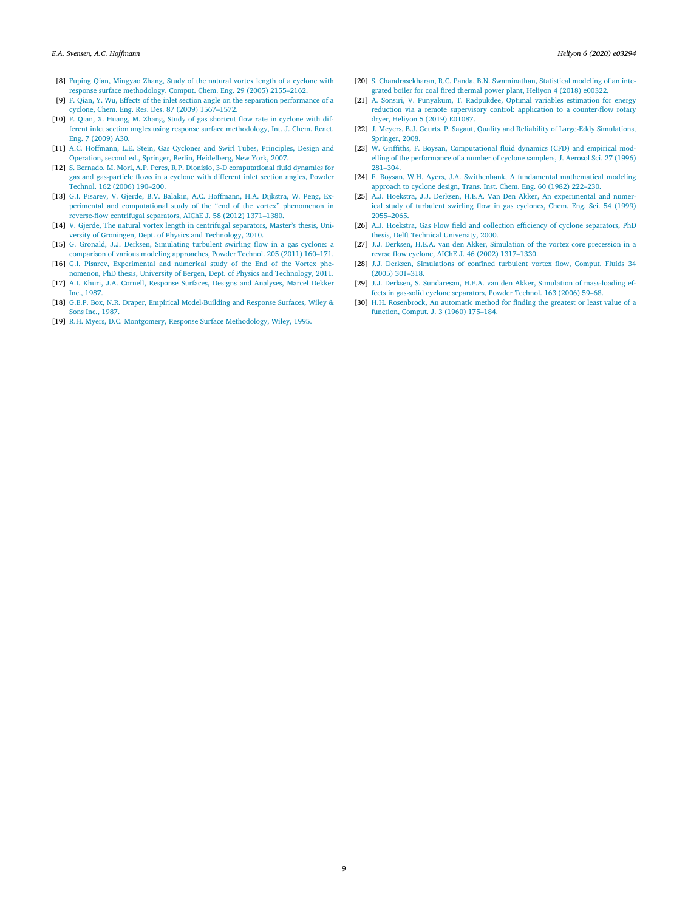[8] Fuping Qian, Mingyao Zhang, Study of the natural vortex length of a cyclone with response surface methodology, Comput. Chem. Eng. 29 (2005) 2155–2162.

[9] F. Qian, Y. Wu, Effects of the inlet section angle on the separation performance of a cyclone, Chem. Eng. Res. Des. 87 (2009) 1567–1572.

[10] F. Qian, X. Huang, M. Zhang, Study of gas shortcut flow rate in cyclone with different inlet section angles using response surface methodology, Int. J. Chem. React. Eng. 7 (2009) A30.

[11] A.C. Hoffmann, L.E. Stein, Gas Cyclones and Swirl Tubes, Principles, Design and Operation, second ed., Springer, Berlin, Heidelberg, New York, 2007.

[12] S. Bernado, M. Mori, A.P. Peres, R.P. Dionisio, 3-D computational fluid dynamics for gas and gas-particle flows in a cyclone with different inlet section angles, Powder Technol. 162 (2006) 190–200.

[13] G.I. Pisarev, V. Gjerde, B.V. Balakin, A.C. Hoffmann, H.A. Dijkstra, W. Peng, Experimental and computational study of the "end of the vortex" phenomenon in reverse-flow centrifugal separators, AIChE J. 58 (2012) 1371–1380.

[14] V. Gjerde, The natural vortex length in centrifugal separators, Master's thesis, University of Groningen, Dept. of Physics and Technology, 2010.

[15] G. Gronald, J.J. Derksen, Simulating turbulent swirling flow in a gas cyclone: a comparison of various modeling approaches, Powder Technol. 205 (2011) 160–171.

[16] G.I. Pisarev, Experimental and numerical study of the End of the Vortex phenomenon, PhD thesis, University of Bergen, Dept. of Physics and Technology, 2011.

[17] A.I. Khuri, J.A. Cornell, Response Surfaces, Designs and Analyses, Marcel Dekker Inc., 1987.

[18] G.E.P. Box, N.R. Draper, Empirical Model-Building and Response Surfaces, Wiley & Sons Inc., 1987.

[19] R.H. Myers, D.C. Montgomery, Response Surface Methodology, Wiley, 1995.

[20] S. Chandrasekharan, R.C. Panda, B.N. Swaminathan, Statistical modeling of an integrated boiler for coal fired thermal power plant, Heliyon 4 (2018) e00322.

[21] A. Sonsiri, V. Punyakum, T. Radpukdee, Optimal variables estimation for energy reduction via a remote supervisory control: application to a counter-flow rotary dryer, Heliyon 5 (2019) E01087.

[22] J. Meyers, B.J. Geurts, P. Sagaut, Quality and Reliability of Large-Eddy Simulations, Springer, 2008.

[23] W. Griffiths, F. Boysan, Computational fluid dynamics (CFD) and empirical modelling of the performance of a number of cyclone samplers, J. Aerosol Sci. 27 (1996) 281–304.

[24] F. Boysan, W.H. Ayers, J.A. Swithenbank, A fundamental mathematical modeling approach to cyclone design, Trans. Inst. Chem. Eng. 60 (1982) 222–230.

[25] A.J. Hoekstra, J.J. Derksen, H.E.A. Van Den Akker, An experimental and numerical study of turbulent swirling flow in gas cyclones, Chem. Eng. Sci. 54 (1999) 2055–2065.

[26] A.J. Hoekstra, Gas Flow field and collection efficiency of cyclone separators, PhD thesis, Delft Technical University, 2000.

[27] J.J. Derksen, H.E.A. van den Akker, Simulation of the vortex core precession in a revrse flow cyclone, AIChE J. 46 (2002) 1317–1330.

[28] J.J. Derksen, Simulations of confined turbulent vortex flow, Comput. Fluids 34 (2005) 301–318.

[29] J.J. Derksen, S. Sundaresan, H.E.A. van den Akker, Simulation of mass-loading effects in gas-solid cyclone separators, Powder Technol. 163 (2006) 59–68.

[30] H.H. Rosenbrock, An automatic method for finding the greatest or least value of a function, Comput. J. 3 (1960) 175–184.